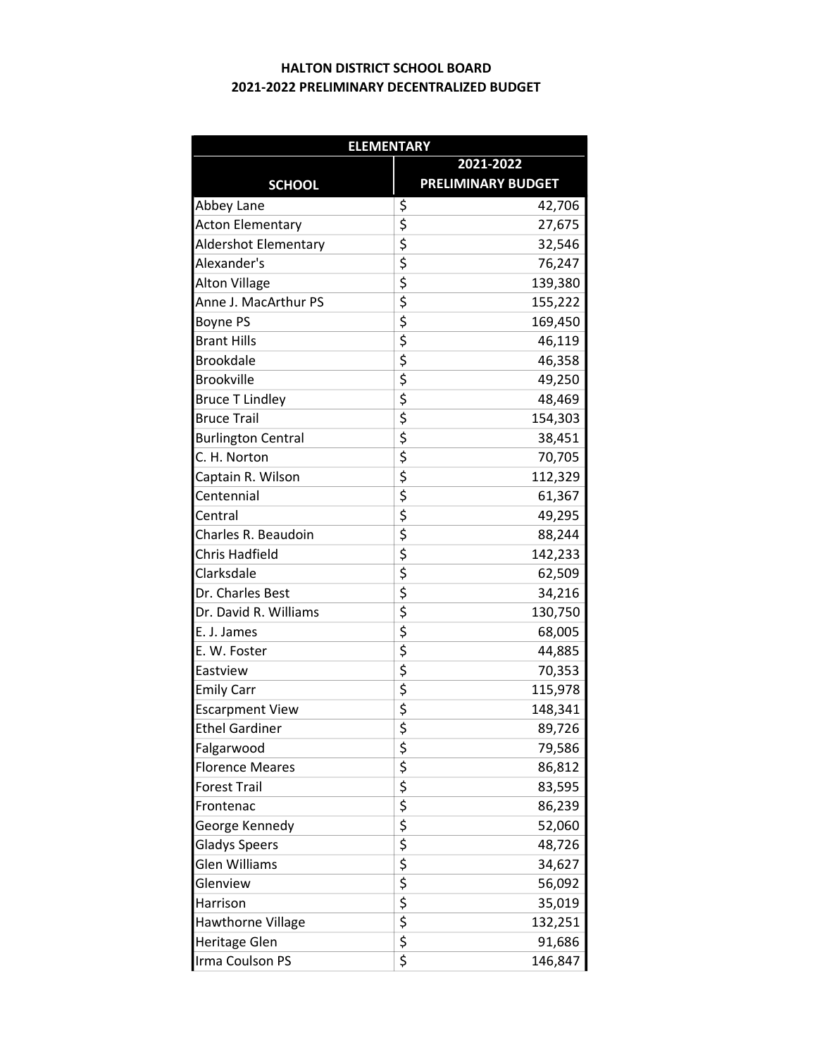**HALTON DISTRICT SCHOOL BOARD**
**2021-2022 PRELIMINARY DECENTRALIZED BUDGET**

| ELEMENTARY | |
|---|---|
| **SCHOOL** | **2021-2022 PRELIMINARY BUDGET** |
| Abbey Lane | $ 42,706 |
| Acton Elementary | $ 27,675 |
| Aldershot Elementary | $ 32,546 |
| Alexander's | $ 76,247 |
| Alton Village | $ 139,380 |
| Anne J. MacArthur PS | $ 155,222 |
| Boyne PS | $ 169,450 |
| Brant Hills | $ 46,119 |
| Brookdale | $ 46,358 |
| Brookville | $ 49,250 |
| Bruce T Lindley | $ 48,469 |
| Bruce Trail | $ 154,303 |
| Burlington Central | $ 38,451 |
| C. H. Norton | $ 70,705 |
| Captain R. Wilson | $ 112,329 |
| Centennial | $ 61,367 |
| Central | $ 49,295 |
| Charles R. Beaudoin | $ 88,244 |
| Chris Hadfield | $ 142,233 |
| Clarksdale | $ 62,509 |
| Dr. Charles Best | $ 34,216 |
| Dr. David R. Williams | $ 130,750 |
| E. J. James | $ 68,005 |
| E. W. Foster | $ 44,885 |
| Eastview | $ 70,353 |
| Emily Carr | $ 115,978 |
| Escarpment View | $ 148,341 |
| Ethel Gardiner | $ 89,726 |
| Falgarwood | $ 79,586 |
| Florence Meares | $ 86,812 |
| Forest Trail | $ 83,595 |
| Frontenac | $ 86,239 |
| George Kennedy | $ 52,060 |
| Gladys Speers | $ 48,726 |
| Glen Williams | $ 34,627 |
| Glenview | $ 56,092 |
| Harrison | $ 35,019 |
| Hawthorne Village | $ 132,251 |
| Heritage Glen | $ 91,686 |
| Irma Coulson PS | $ 146,847 |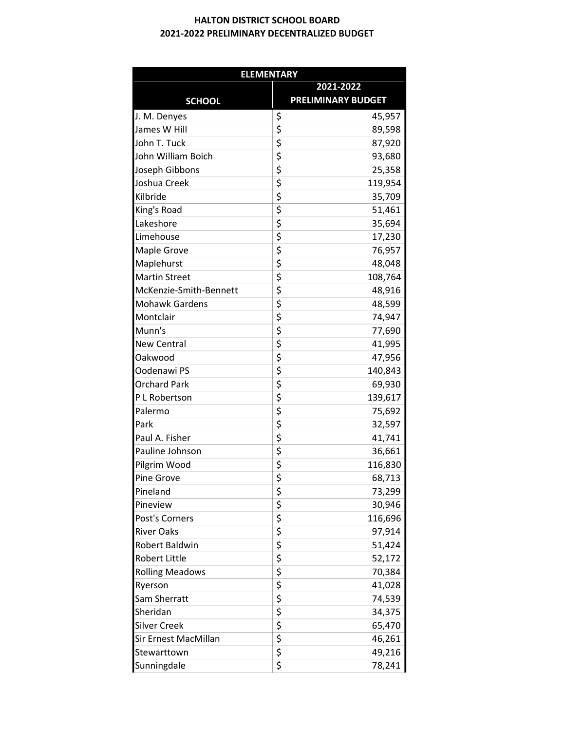**HALTON DISTRICT SCHOOL BOARD**
**2021-2022 PRELIMINARY DECENTRALIZED BUDGET**

| ELEMENTARY | | |
|---|---|---|
| **SCHOOL** | **2021-2022 PRELIMINARY BUDGET** | |
| J. M. Denyes | $ | 45,957 |
| James W Hill | $ | 89,598 |
| John T. Tuck | $ | 87,920 |
| John William Boich | $ | 93,680 |
| Joseph Gibbons | $ | 25,358 |
| Joshua Creek | $ | 119,954 |
| Kilbride | $ | 35,709 |
| King's Road | $ | 51,461 |
| Lakeshore | $ | 35,694 |
| Limehouse | $ | 17,230 |
| Maple Grove | $ | 76,957 |
| Maplehurst | $ | 48,048 |
| Martin Street | $ | 108,764 |
| McKenzie-Smith-Bennett | $ | 48,916 |
| Mohawk Gardens | $ | 48,599 |
| Montclair | $ | 74,947 |
| Munn's | $ | 77,690 |
| New Central | $ | 41,995 |
| Oakwood | $ | 47,956 |
| Oodenawi PS | $ | 140,843 |
| Orchard Park | $ | 69,930 |
| P L Robertson | $ | 139,617 |
| Palermo | $ | 75,692 |
| Park | $ | 32,597 |
| Paul A. Fisher | $ | 41,741 |
| Pauline Johnson | $ | 36,661 |
| Pilgrim Wood | $ | 116,830 |
| Pine Grove | $ | 68,713 |
| Pineland | $ | 73,299 |
| Pineview | $ | 30,946 |
| Post's Corners | $ | 116,696 |
| River Oaks | $ | 97,914 |
| Robert Baldwin | $ | 51,424 |
| Robert Little | $ | 52,172 |
| Rolling Meadows | $ | 70,384 |
| Ryerson | $ | 41,028 |
| Sam Sherratt | $ | 74,539 |
| Sheridan | $ | 34,375 |
| Silver Creek | $ | 65,470 |
| Sir Ernest MacMillan | $ | 46,261 |
| Stewarttown | $ | 49,216 |
| Sunningdale | $ | 78,241 |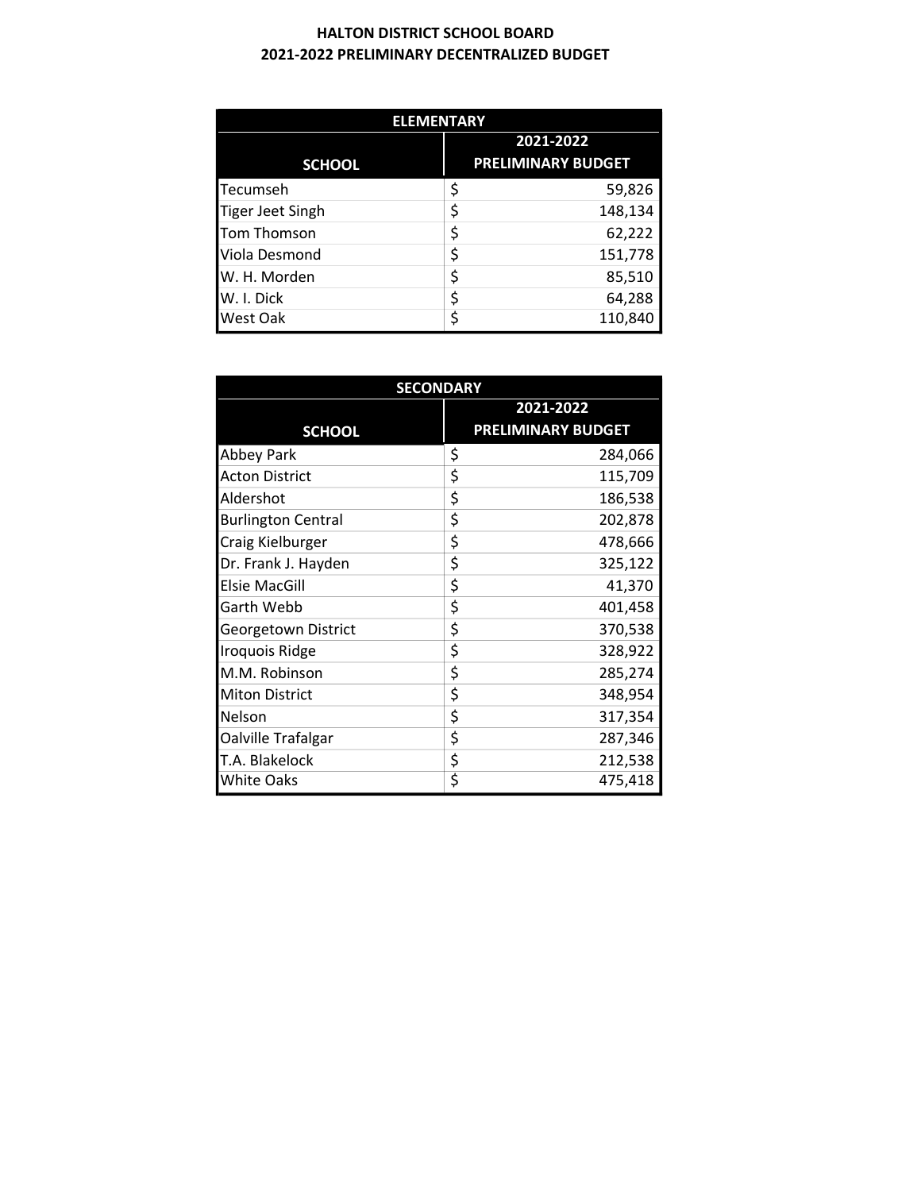**HALTON DISTRICT SCHOOL BOARD**
**2021-2022 PRELIMINARY DECENTRALIZED BUDGET**

| ELEMENTARY | |
|---|---|
| **SCHOOL** | **2021-2022 PRELIMINARY BUDGET** |
| Tecumseh | $ 59,826 |
| Tiger Jeet Singh | $ 148,134 |
| Tom Thomson | $ 62,222 |
| Viola Desmond | $ 151,778 |
| W. H. Morden | $ 85,510 |
| W. I. Dick | $ 64,288 |
| West Oak | $ 110,840 |

| SECONDARY | |
|---|---|
| **SCHOOL** | **2021-2022 PRELIMINARY BUDGET** |
| Abbey Park | $ 284,066 |
| Acton District | $ 115,709 |
| Aldershot | $ 186,538 |
| Burlington Central | $ 202,878 |
| Craig Kielburger | $ 478,666 |
| Dr. Frank J. Hayden | $ 325,122 |
| Elsie MacGill | $ 41,370 |
| Garth Webb | $ 401,458 |
| Georgetown District | $ 370,538 |
| Iroquois Ridge | $ 328,922 |
| M.M. Robinson | $ 285,274 |
| Miton District | $ 348,954 |
| Nelson | $ 317,354 |
| Oalville Trafalgar | $ 287,346 |
| T.A. Blakelock | $ 212,538 |
| White Oaks | $ 475,418 |